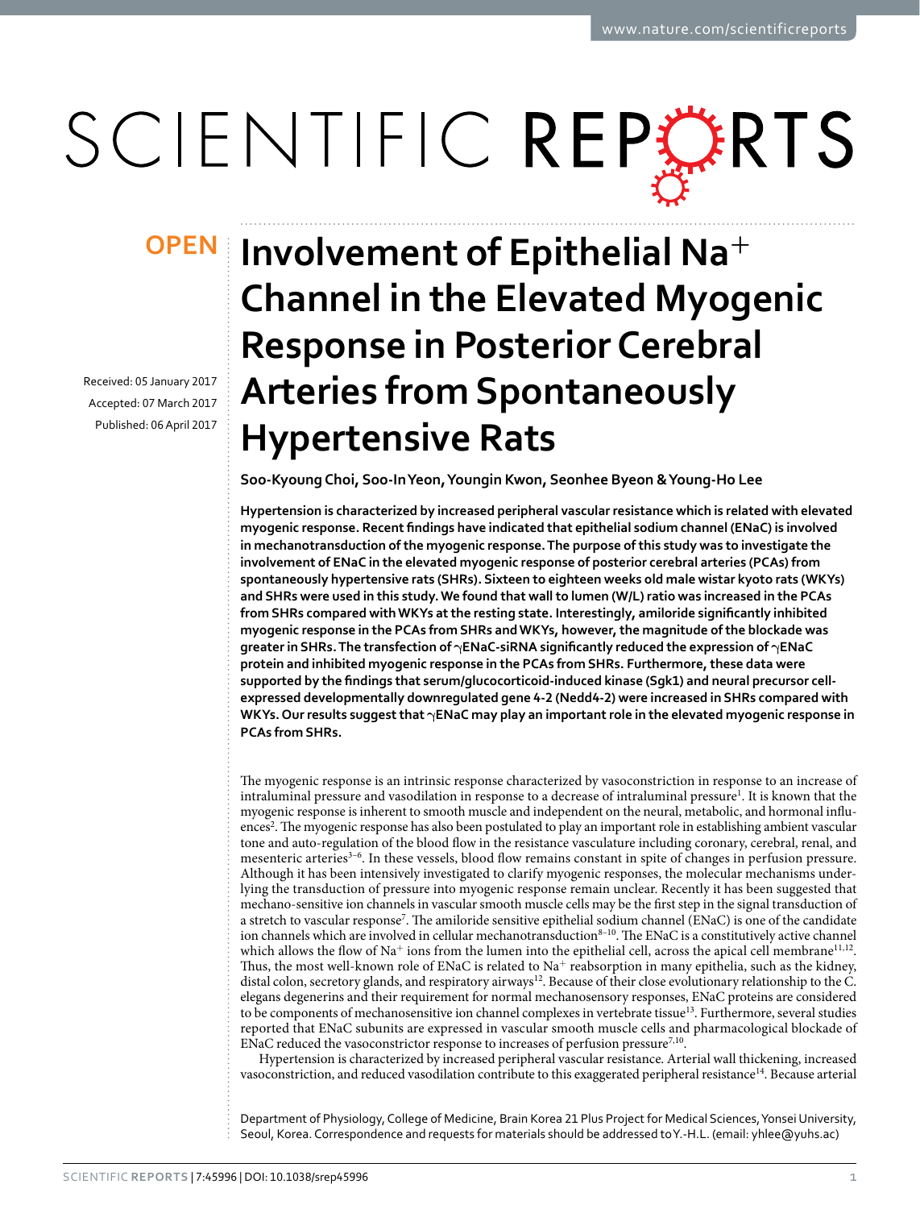# Involvement of Epithelial $Na^+$ Channel in the Elevated Myogenic Response in Posterior Cerebral Arteries from Spontaneously Hypertensive Rats

**OPEN**

Received: 05 January 2017

Accepted: 07 March 2017

Published: 06 April 2017

**Soo-Kyoung Choi, Soo-In Yeon, Youngin Kwon, Seonhee Byeon & Young-Ho Lee**

**Hypertension is characterized by increased peripheral vascular resistance which is related with elevated myogenic response. Recent findings have indicated that epithelial sodium channel (ENaC) is involved in mechanotransduction of the myogenic response. The purpose of this study was to investigate the involvement of ENaC in the elevated myogenic response of posterior cerebral arteries (PCAs) from spontaneously hypertensive rats (SHRs). Sixteen to eighteen weeks old male wistar kyoto rats (WKYs) and SHRs were used in this study. We found that wall to lumen (W/L) ratio was increased in the PCAs from SHRs compared with WKYs at the resting state. Interestingly, amiloride significantly inhibited myogenic response in the PCAs from SHRs and WKYs, however, the magnitude of the blockade was greater in SHRs. The transfection of γENaC-siRNA significantly reduced the expression of γENaC protein and inhibited myogenic response in the PCAs from SHRs. Furthermore, these data were supported by the findings that serum/glucocorticoid-induced kinase (Sgk1) and neural precursor cell-expressed developmentally downregulated gene 4-2 (Nedd4-2) were increased in SHRs compared with WKYs. Our results suggest that γENaC may play an important role in the elevated myogenic response in PCAs from SHRs.**

The myogenic response is an intrinsic response characterized by vasoconstriction in response to an increase of intraluminal pressure and vasodilation in response to a decrease of intraluminal pressure[1]. It is known that the myogenic response is inherent to smooth muscle and independent on the neural, metabolic, and hormonal influences[2]. The myogenic response has also been postulated to play an important role in establishing ambient vascular tone and auto-regulation of the blood flow in the resistance vasculature including coronary, cerebral, renal, and mesenteric arteries[3–6]. In these vessels, blood flow remains constant in spite of changes in perfusion pressure. Although it has been intensively investigated to clarify myogenic responses, the molecular mechanisms underlying the transduction of pressure into myogenic response remain unclear. Recently it has been suggested that mechano-sensitive ion channels in vascular smooth muscle cells may be the first step in the signal transduction of a stretch to vascular response[7]. The amiloride sensitive epithelial sodium channel (ENaC) is one of the candidate ion channels which are involved in cellular mechanotransduction[8–10]. The ENaC is a constitutively active channel which allows the flow of $Na^+$ ions from the lumen into the epithelial cell, across the apical cell membrane[11,12]. Thus, the most well-known role of ENaC is related to $Na^+$ reabsorption in many epithelia, such as the kidney, distal colon, secretory glands, and respiratory airways[12]. Because of their close evolutionary relationship to the C. elegans degenerins and their requirement for normal mechanosensory responses, ENaC proteins are considered to be components of mechanosensitive ion channel complexes in vertebrate tissue[13]. Furthermore, several studies reported that ENaC subunits are expressed in vascular smooth muscle cells and pharmacological blockade of ENaC reduced the vasoconstrictor response to increases of perfusion pressure[7,10].

Hypertension is characterized by increased peripheral vascular resistance. Arterial wall thickening, increased vasoconstriction, and reduced vasodilation contribute to this exaggerated peripheral resistance[14]. Because arterial

Department of Physiology, College of Medicine, Brain Korea 21 Plus Project for Medical Sciences, Yonsei University, Seoul, Korea. Correspondence and requests for materials should be addressed to Y.-H.L. (email: yhlee@yuhs.ac)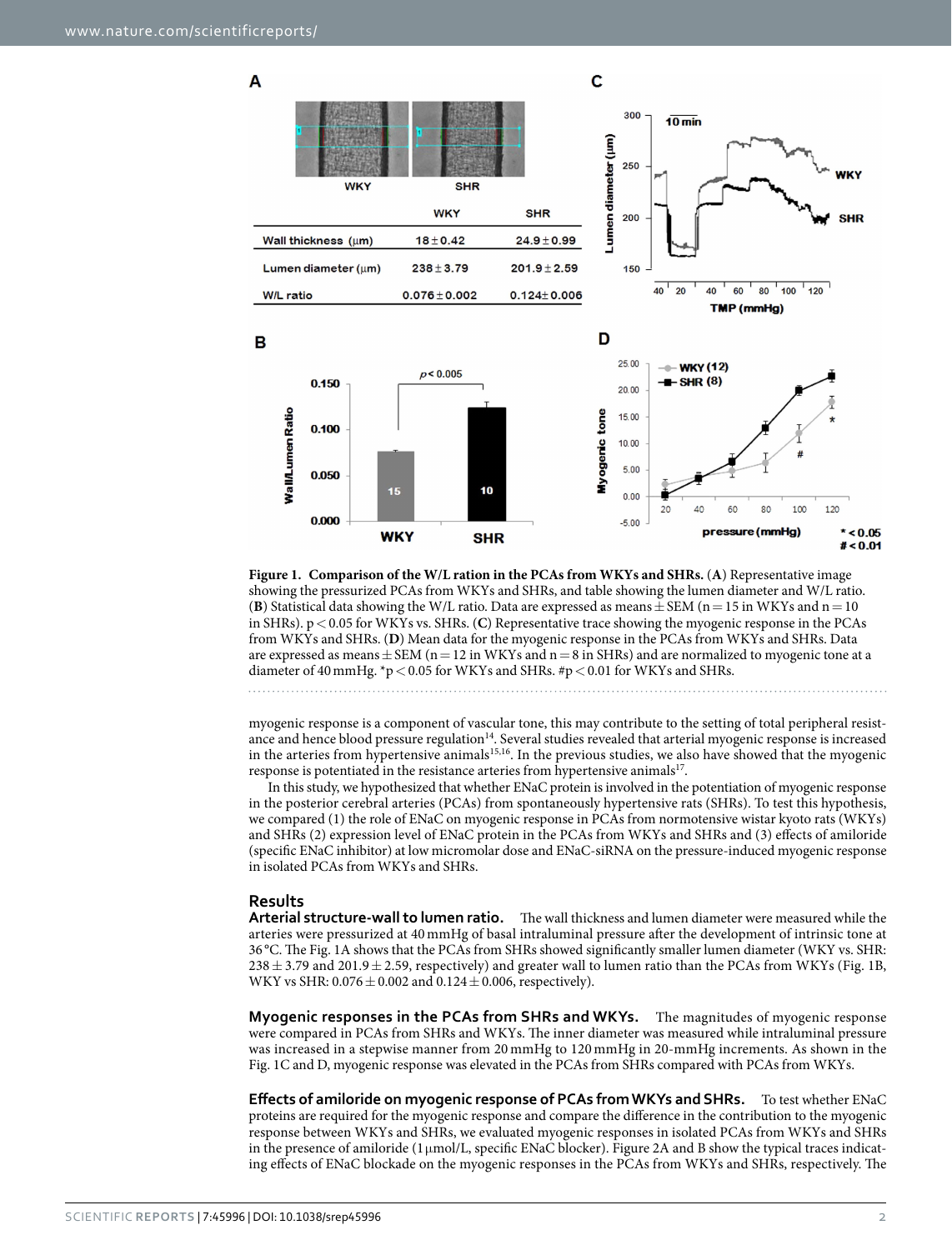|  | WKY | SHR |
|---|---|---|
| Wall thickness (μm) | 18 ± 0.42 | 24.9 ± 0.99 |
| Lumen diameter (μm) | 238 ± 3.79 | 201.9 ± 2.59 |
| W/L ratio | 0.076 ± 0.002 | 0.124 ± 0.006 |

**Figure 1. Comparison of the W/L ration in the PCAs from WKYs and SHRs.** (**A**) Representative image showing the pressurized PCAs from WKYs and SHRs, and table showing the lumen diameter and W/L ratio. (**B**) Statistical data showing the W/L ratio. Data are expressed as means ± SEM (n = 15 in WKYs and n = 10 in SHRs). $p < 0.05$ for WKYs vs. SHRs. (**C**) Representative trace showing the myogenic response in the PCAs from WKYs and SHRs. (**D**) Mean data for the myogenic response in the PCAs from WKYs and SHRs. Data are expressed as means ± SEM (n = 12 in WKYs and n = 8 in SHRs) and are normalized to myogenic tone at a diameter of 40 mmHg. \*$p < 0.05$ for WKYs and SHRs. #$p < 0.01$ for WKYs and SHRs.

myogenic response is a component of vascular tone, this may contribute to the setting of total peripheral resistance and hence blood pressure regulation[14]. Several studies revealed that arterial myogenic response is increased in the arteries from hypertensive animals[15,16]. In the previous studies, we also have showed that the myogenic response is potentiated in the resistance arteries from hypertensive animals[17].

In this study, we hypothesized that whether ENaC protein is involved in the potentiation of myogenic response in the posterior cerebral arteries (PCAs) from spontaneously hypertensive rats (SHRs). To test this hypothesis, we compared (1) the role of ENaC on myogenic response in PCAs from normotensive wistar kyoto rats (WKYs) and SHRs (2) expression level of ENaC protein in the PCAs from WKYs and SHRs and (3) effects of amiloride (specific ENaC inhibitor) at low micromolar dose and ENaC-siRNA on the pressure-induced myogenic response in isolated PCAs from WKYs and SHRs.

## Results

**Arterial structure-wall to lumen ratio.** The wall thickness and lumen diameter were measured while the arteries were pressurized at 40 mmHg of basal intraluminal pressure after the development of intrinsic tone at 36 °C. The Fig. 1A shows that the PCAs from SHRs showed significantly smaller lumen diameter (WKY vs. SHR: 238 ± 3.79 and 201.9 ± 2.59, respectively) and greater wall to lumen ratio than the PCAs from WKYs (Fig. 1B, WKY vs SHR: 0.076 ± 0.002 and 0.124 ± 0.006, respectively).

**Myogenic responses in the PCAs from SHRs and WKYs.** The magnitudes of myogenic response were compared in PCAs from SHRs and WKYs. The inner diameter was measured while intraluminal pressure was increased in a stepwise manner from 20 mmHg to 120 mmHg in 20-mmHg increments. As shown in the Fig. 1C and D, myogenic response was elevated in the PCAs from SHRs compared with PCAs from WKYs.

**Effects of amiloride on myogenic response of PCAs from WKYs and SHRs.** To test whether ENaC proteins are required for the myogenic response and compare the difference in the contribution to the myogenic response between WKYs and SHRs, we evaluated myogenic responses in isolated PCAs from WKYs and SHRs in the presence of amiloride (1 μmol/L, specific ENaC blocker). Figure 2A and B show the typical traces indicating effects of ENaC blockade on the myogenic responses in the PCAs from WKYs and SHRs, respectively. The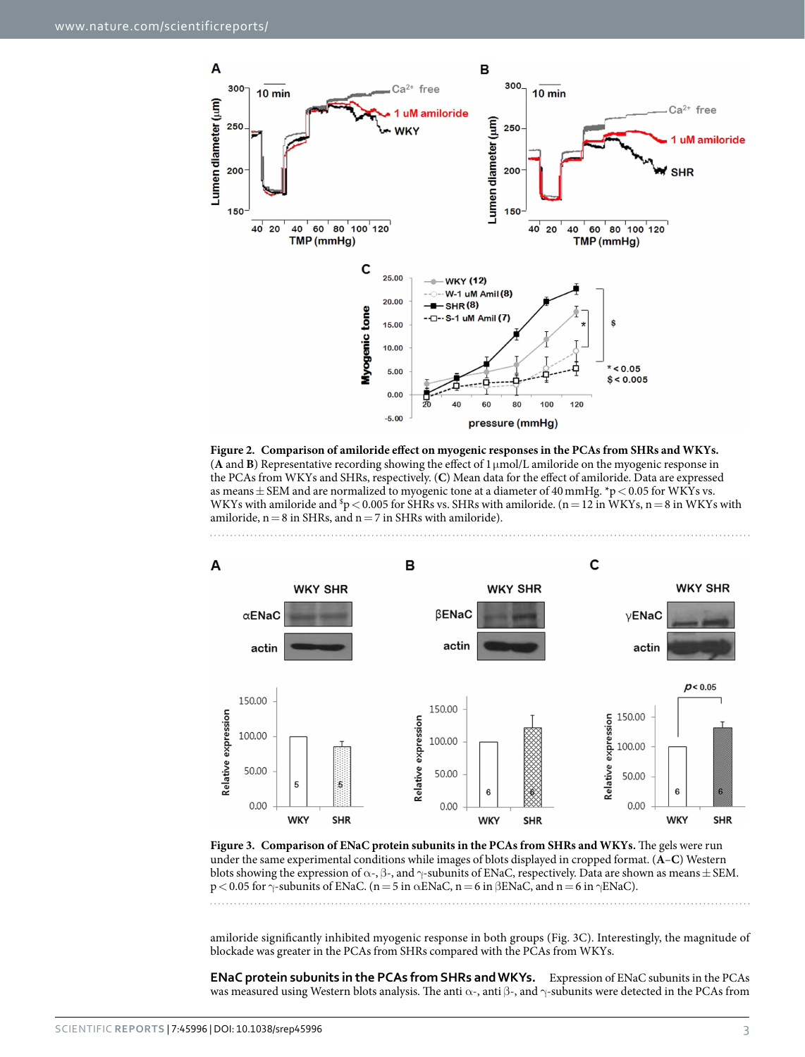**Figure 2. Comparison of amiloride effect on myogenic responses in the PCAs from SHRs and WKYs.** (**A** and **B**) Representative recording showing the effect of 1 μmol/L amiloride on the myogenic response in the PCAs from WKYs and SHRs, respectively. (**C**) Mean data for the effect of amiloride. Data are expressed as means ± SEM and are normalized to myogenic tone at a diameter of 40 mmHg. \*p < 0.05 for WKYs vs. WKYs with amiloride and $p < 0.005 for SHRs vs. SHRs with amiloride. (n = 12 in WKYs, n = 8 in WKYs with amiloride, n = 8 in SHRs, and n = 7 in SHRs with amiloride).

**Figure 3. Comparison of ENaC protein subunits in the PCAs from SHRs and WKYs.** The gels were run under the same experimental conditions while images of blots displayed in cropped format. (**A–C**) Western blots showing the expression of α-, β-, and γ-subunits of ENaC, respectively. Data are shown as means ± SEM. p < 0.05 for γ-subunits of ENaC. (n = 5 in αENaC, n = 6 in βENaC, and n = 6 in γENaC).

amiloride significantly inhibited myogenic response in both groups (Fig. 3C). Interestingly, the magnitude of blockade was greater in the PCAs from SHRs compared with the PCAs from WKYs.

**ENaC protein subunits in the PCAs from SHRs and WKYs.** Expression of ENaC subunits in the PCAs was measured using Western blots analysis. The anti α-, anti β-, and γ-subunits were detected in the PCAs from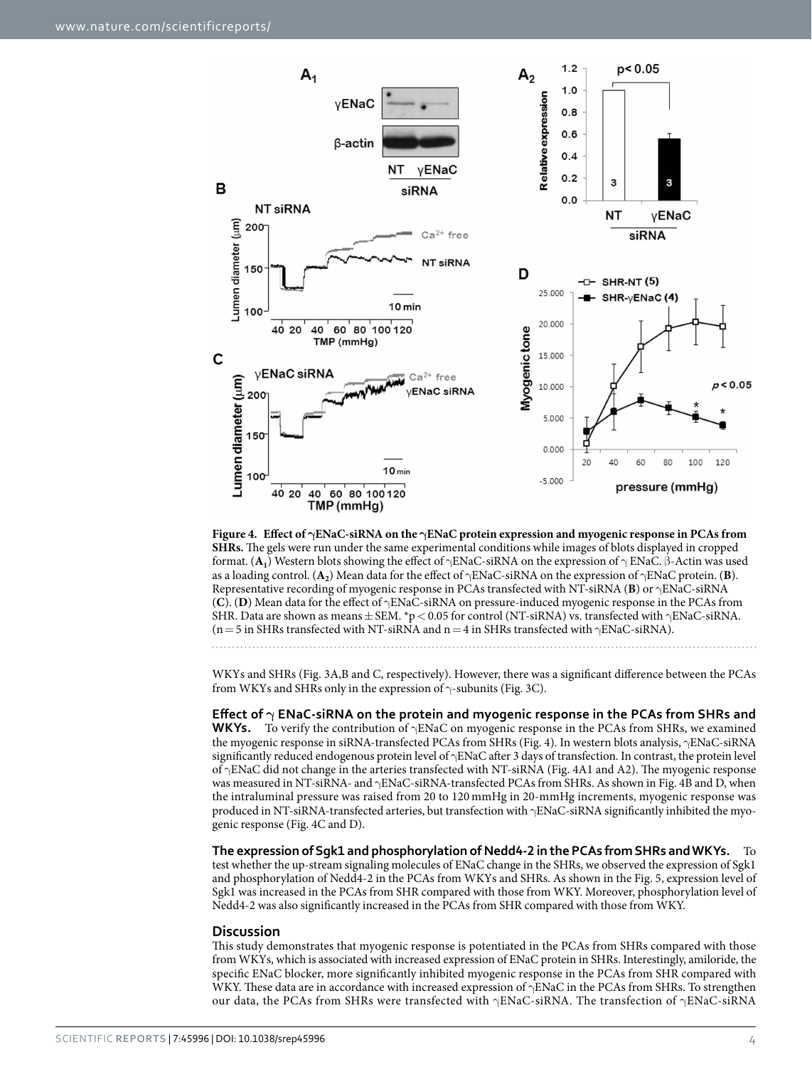**Figure 4. Effect of γENaC-siRNA on the γENaC protein expression and myogenic response in PCAs from SHRs.** The gels were run under the same experimental conditions while images of blots displayed in cropped format. ($A_1$) Western blots showing the effect of γENaC-siRNA on the expression of γ ENaC. β-Actin was used as a loading control. ($A_2$) Mean data for the effect of γENaC-siRNA on the expression of γENaC protein. (**B**). Representative recording of myogenic response in PCAs transfected with NT-siRNA (**B**) or γENaC-siRNA (**C**). (**D**) Mean data for the effect of γENaC-siRNA on pressure-induced myogenic response in the PCAs from SHR. Data are shown as means ± SEM. $^*p < 0.05$ for control (NT-siRNA) vs. transfected with γENaC-siRNA. (n = 5 in SHRs transfected with NT-siRNA and n = 4 in SHRs transfected with γENaC-siRNA).

WKYs and SHRs (Fig. 3A,B and C, respectively). However, there was a significant difference between the PCAs from WKYs and SHRs only in the expression of γ-subunits (Fig. 3C).

**Effect of γ ENaC-siRNA on the protein and myogenic response in the PCAs from SHRs and WKYs.** To verify the contribution of γENaC on myogenic response in the PCAs from SHRs, we examined the myogenic response in siRNA-transfected PCAs from SHRs (Fig. 4). In western blots analysis, γENaC-siRNA significantly reduced endogenous protein level of γENaC after 3 days of transfection. In contrast, the protein level of γENaC did not change in the arteries transfected with NT-siRNA (Fig. 4A1 and A2). The myogenic response was measured in NT-siRNA- and γENaC-siRNA-transfected PCAs from SHRs. As shown in Fig. 4B and D, when the intraluminal pressure was raised from 20 to 120 mmHg in 20-mmHg increments, myogenic response was produced in NT-siRNA-transfected arteries, but transfection with γENaC-siRNA significantly inhibited the myogenic response (Fig. 4C and D).

**The expression of Sgk1 and phosphorylation of Nedd4-2 in the PCAs from SHRs and WKYs.** To test whether the up-stream signaling molecules of ENaC change in the SHRs, we observed the expression of Sgk1 and phosphorylation of Nedd4-2 in the PCAs from WKYs and SHRs. As shown in the Fig. 5, expression level of Sgk1 was increased in the PCAs from SHR compared with those from WKY. Moreover, phosphorylation level of Nedd4-2 was also significantly increased in the PCAs from SHR compared with those from WKY.

## Discussion

This study demonstrates that myogenic response is potentiated in the PCAs from SHRs compared with those from WKYs, which is associated with increased expression of ENaC protein in SHRs. Interestingly, amiloride, the specific ENaC blocker, more significantly inhibited myogenic response in the PCAs from SHR compared with WKY. These data are in accordance with increased expression of γENaC in the PCAs from SHRs. To strengthen our data, the PCAs from SHRs were transfected with γENaC-siRNA. The transfection of γENaC-siRNA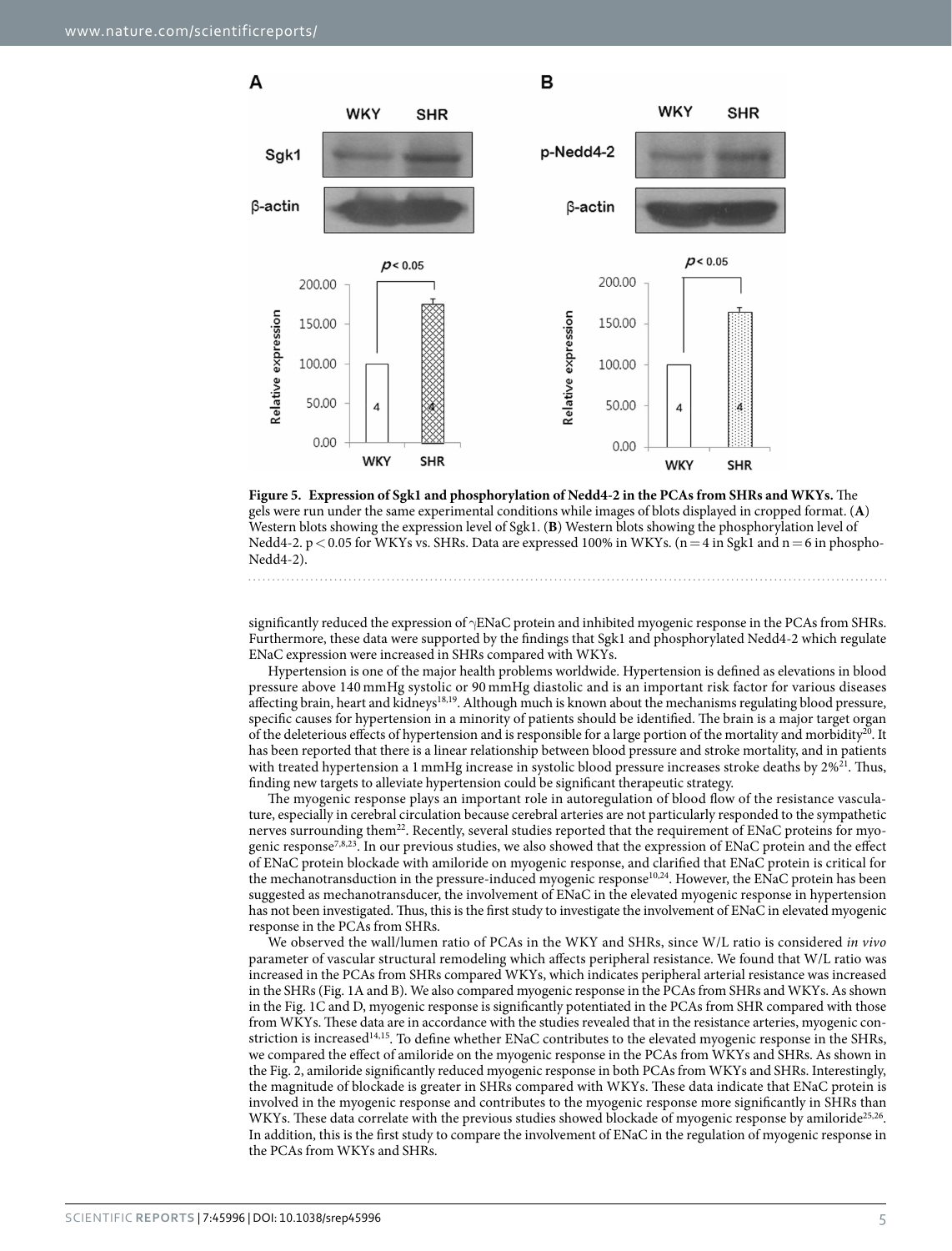**Figure 5. Expression of Sgk1 and phosphorylation of Nedd4-2 in the PCAs from SHRs and WKYs.** The gels were run under the same experimental conditions while images of blots displayed in cropped format. (**A**) Western blots showing the expression level of Sgk1. (**B**) Western blots showing the phosphorylation level of Nedd4-2. $p < 0.05$ for WKYs vs. SHRs. Data are expressed 100% in WKYs. ($n = 4$ in Sgk1 and $n = 6$ in phospho-Nedd4-2).

significantly reduced the expression of γENaC protein and inhibited myogenic response in the PCAs from SHRs. Furthermore, these data were supported by the findings that Sgk1 and phosphorylated Nedd4-2 which regulate ENaC expression were increased in SHRs compared with WKYs.

Hypertension is one of the major health problems worldwide. Hypertension is defined as elevations in blood pressure above 140 mmHg systolic or 90 mmHg diastolic and is an important risk factor for various diseases affecting brain, heart and kidneys[18,19]. Although much is known about the mechanisms regulating blood pressure, specific causes for hypertension in a minority of patients should be identified. The brain is a major target organ of the deleterious effects of hypertension and is responsible for a large portion of the mortality and morbidity[20]. It has been reported that there is a linear relationship between blood pressure and stroke mortality, and in patients with treated hypertension a 1 mmHg increase in systolic blood pressure increases stroke deaths by 2%[21]. Thus, finding new targets to alleviate hypertension could be significant therapeutic strategy.

The myogenic response plays an important role in autoregulation of blood flow of the resistance vasculature, especially in cerebral circulation because cerebral arteries are not particularly responded to the sympathetic nerves surrounding them[22]. Recently, several studies reported that the requirement of ENaC proteins for myogenic response[7,8,23]. In our previous studies, we also showed that the expression of ENaC protein and the effect of ENaC protein blockade with amiloride on myogenic response, and clarified that ENaC protein is critical for the mechanotransduction in the pressure-induced myogenic response[10,24]. However, the ENaC protein has been suggested as mechanotransducer, the involvement of ENaC in the elevated myogenic response in hypertension has not been investigated. Thus, this is the first study to investigate the involvement of ENaC in elevated myogenic response in the PCAs from SHRs.

We observed the wall/lumen ratio of PCAs in the WKY and SHRs, since W/L ratio is considered *in vivo* parameter of vascular structural remodeling which affects peripheral resistance. We found that W/L ratio was increased in the PCAs from SHRs compared WKYs, which indicates peripheral arterial resistance was increased in the SHRs (Fig. 1A and B). We also compared myogenic response in the PCAs from SHRs and WKYs. As shown in the Fig. 1C and D, myogenic response is significantly potentiated in the PCAs from SHR compared with those from WKYs. These data are in accordance with the studies revealed that in the resistance arteries, myogenic constriction is increased[14,15]. To define whether ENaC contributes to the elevated myogenic response in the SHRs, we compared the effect of amiloride on the myogenic response in the PCAs from WKYs and SHRs. As shown in the Fig. 2, amiloride significantly reduced myogenic response in both PCAs from WKYs and SHRs. Interestingly, the magnitude of blockade is greater in SHRs compared with WKYs. These data indicate that ENaC protein is involved in the myogenic response and contributes to the myogenic response more significantly in SHRs than WKYs. These data correlate with the previous studies showed blockade of myogenic response by amiloride[25,26]. In addition, this is the first study to compare the involvement of ENaC in the regulation of myogenic response in the PCAs from WKYs and SHRs.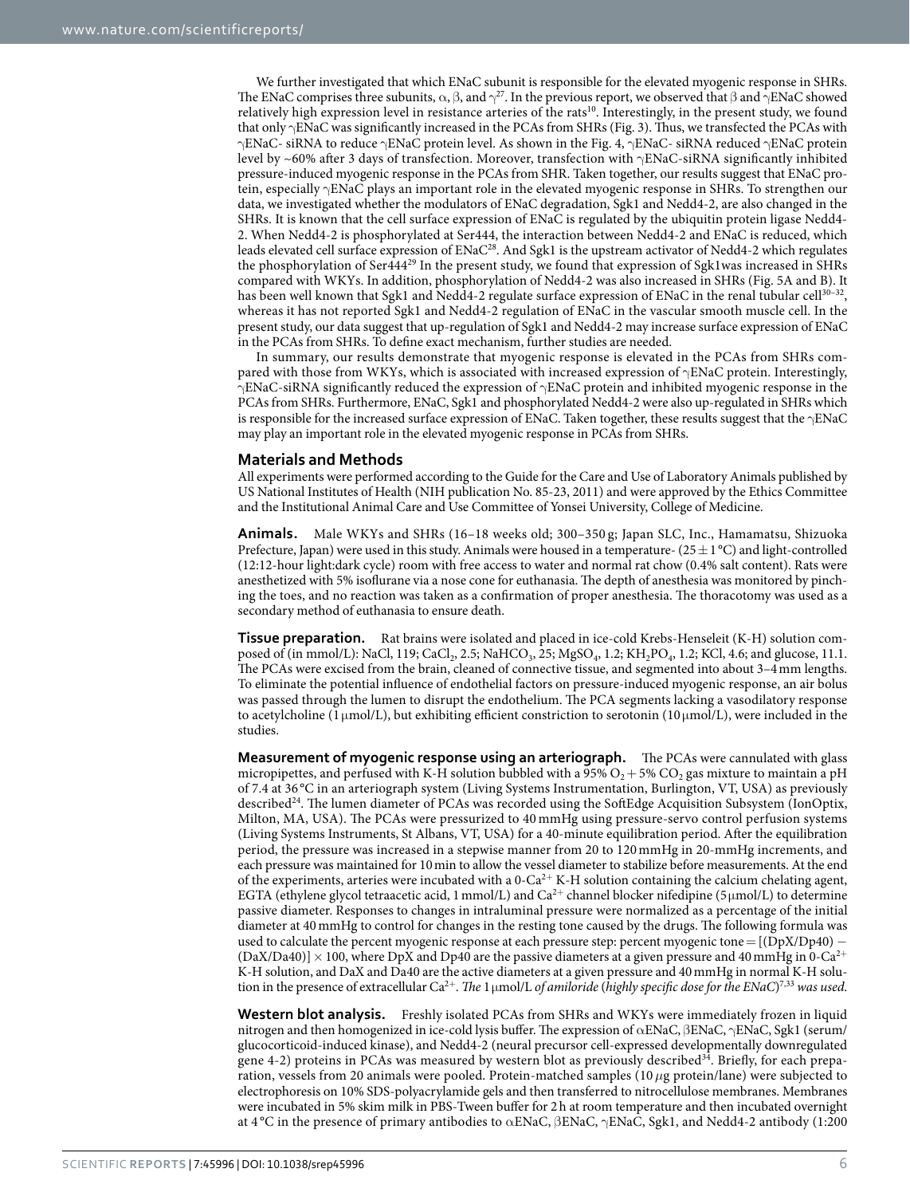We further investigated that which ENaC subunit is responsible for the elevated myogenic response in SHRs. The ENaC comprises three subunits, α, β, and γ[27]. In the previous report, we observed that β and γENaC showed relatively high expression level in resistance arteries of the rats[10]. Interestingly, in the present study, we found that only γENaC was significantly increased in the PCAs from SHRs (Fig. 3). Thus, we transfected the PCAs with γENaC- siRNA to reduce γENaC protein level. As shown in the Fig. 4, γENaC- siRNA reduced γENaC protein level by ~60% after 3 days of transfection. Moreover, transfection with γENaC-siRNA significantly inhibited pressure-induced myogenic response in the PCAs from SHR. Taken together, our results suggest that ENaC protein, especially γENaC plays an important role in the elevated myogenic response in SHRs. To strengthen our data, we investigated whether the modulators of ENaC degradation, Sgk1 and Nedd4-2, are also changed in the SHRs. It is known that the cell surface expression of ENaC is regulated by the ubiquitin protein ligase Nedd4-2. When Nedd4-2 is phosphorylated at Ser444, the interaction between Nedd4-2 and ENaC is reduced, which leads elevated cell surface expression of ENaC[28]. And Sgk1 is the upstream activator of Nedd4-2 which regulates the phosphorylation of Ser444[29] In the present study, we found that expression of Sgk1was increased in SHRs compared with WKYs. In addition, phosphorylation of Nedd4-2 was also increased in SHRs (Fig. 5A and B). It has been well known that Sgk1 and Nedd4-2 regulate surface expression of ENaC in the renal tubular cell[30–32], whereas it has not reported Sgk1 and Nedd4-2 regulation of ENaC in the vascular smooth muscle cell. In the present study, our data suggest that up-regulation of Sgk1 and Nedd4-2 may increase surface expression of ENaC in the PCAs from SHRs. To define exact mechanism, further studies are needed.

In summary, our results demonstrate that myogenic response is elevated in the PCAs from SHRs compared with those from WKYs, which is associated with increased expression of γENaC protein. Interestingly, γENaC-siRNA significantly reduced the expression of γENaC protein and inhibited myogenic response in the PCAs from SHRs. Furthermore, ENaC, Sgk1 and phosphorylated Nedd4-2 were also up-regulated in SHRs which is responsible for the increased surface expression of ENaC. Taken together, these results suggest that the γENaC may play an important role in the elevated myogenic response in PCAs from SHRs.

## Materials and Methods

All experiments were performed according to the Guide for the Care and Use of Laboratory Animals published by US National Institutes of Health (NIH publication No. 85-23, 2011) and were approved by the Ethics Committee and the Institutional Animal Care and Use Committee of Yonsei University, College of Medicine.

**Animals.** Male WKYs and SHRs (16–18 weeks old; 300–350 g; Japan SLC, Inc., Hamamatsu, Shizuoka Prefecture, Japan) were used in this study. Animals were housed in a temperature- (25 ± 1 °C) and light-controlled (12:12-hour light:dark cycle) room with free access to water and normal rat chow (0.4% salt content). Rats were anesthetized with 5% isoflurane via a nose cone for euthanasia. The depth of anesthesia was monitored by pinching the toes, and no reaction was taken as a confirmation of proper anesthesia. The thoracotomy was used as a secondary method of euthanasia to ensure death.

**Tissue preparation.** Rat brains were isolated and placed in ice-cold Krebs-Henseleit (K-H) solution composed of (in mmol/L): NaCl, 119; $CaCl_2$, 2.5; $NaHCO_3$, 25; $MgSO_4$, 1.2; $KH_2PO_4$, 1.2; KCl, 4.6; and glucose, 11.1. The PCAs were excised from the brain, cleaned of connective tissue, and segmented into about 3–4 mm lengths. To eliminate the potential influence of endothelial factors on pressure-induced myogenic response, an air bolus was passed through the lumen to disrupt the endothelium. The PCA segments lacking a vasodilatory response to acetylcholine (1 μmol/L), but exhibiting efficient constriction to serotonin (10 μmol/L), were included in the studies.

**Measurement of myogenic response using an arteriograph.** The PCAs were cannulated with glass micropipettes, and perfused with K-H solution bubbled with a 95% $O_2$ + 5% $CO_2$ gas mixture to maintain a pH of 7.4 at 36 °C in an arteriograph system (Living Systems Instrumentation, Burlington, VT, USA) as previously described[24]. The lumen diameter of PCAs was recorded using the SoftEdge Acquisition Subsystem (IonOptix, Milton, MA, USA). The PCAs were pressurized to 40 mmHg using pressure-servo control perfusion systems (Living Systems Instruments, St Albans, VT, USA) for a 40-minute equilibration period. After the equilibration period, the pressure was increased in a stepwise manner from 20 to 120 mmHg in 20-mmHg increments, and each pressure was maintained for 10 min to allow the vessel diameter to stabilize before measurements. At the end of the experiments, arteries were incubated with a 0-$Ca^{2+}$ K-H solution containing the calcium chelating agent, EGTA (ethylene glycol tetraacetic acid, 1 mmol/L) and $Ca^{2+}$ channel blocker nifedipine (5 μmol/L) to determine passive diameter. Responses to changes in intraluminal pressure were normalized as a percentage of the initial diameter at 40 mmHg to control for changes in the resting tone caused by the drugs. The following formula was used to calculate the percent myogenic response at each pressure step: percent myogenic tone = $[(DpX/Dp40) - (DaX/Da40)] \times 100$, where DpX and Dp40 are the passive diameters at a given pressure and 40 mmHg in 0-$Ca^{2+}$ K-H solution, and DaX and Da40 are the active diameters at a given pressure and 40 mmHg in normal K-H solution in the presence of extracellular $Ca^{2+}$. *The* 1 μmol/L *of amiloride* (*highly specific dose for the ENaC*)[7,33] *was used.*

**Western blot analysis.** Freshly isolated PCAs from SHRs and WKYs were immediately frozen in liquid nitrogen and then homogenized in ice-cold lysis buffer. The expression of αENaC, βENaC, γENaC, Sgk1 (serum/glucocorticoid-induced kinase), and Nedd4-2 (neural precursor cell-expressed developmentally downregulated gene 4-2) proteins in PCAs was measured by western blot as previously described[34]. Briefly, for each preparation, vessels from 20 animals were pooled. Protein-matched samples (10 μg protein/lane) were subjected to electrophoresis on 10% SDS-polyacrylamide gels and then transferred to nitrocellulose membranes. Membranes were incubated in 5% skim milk in PBS-Tween buffer for 2 h at room temperature and then incubated overnight at 4 °C in the presence of primary antibodies to αENaC, βENaC, γENaC, Sgk1, and Nedd4-2 antibody (1:200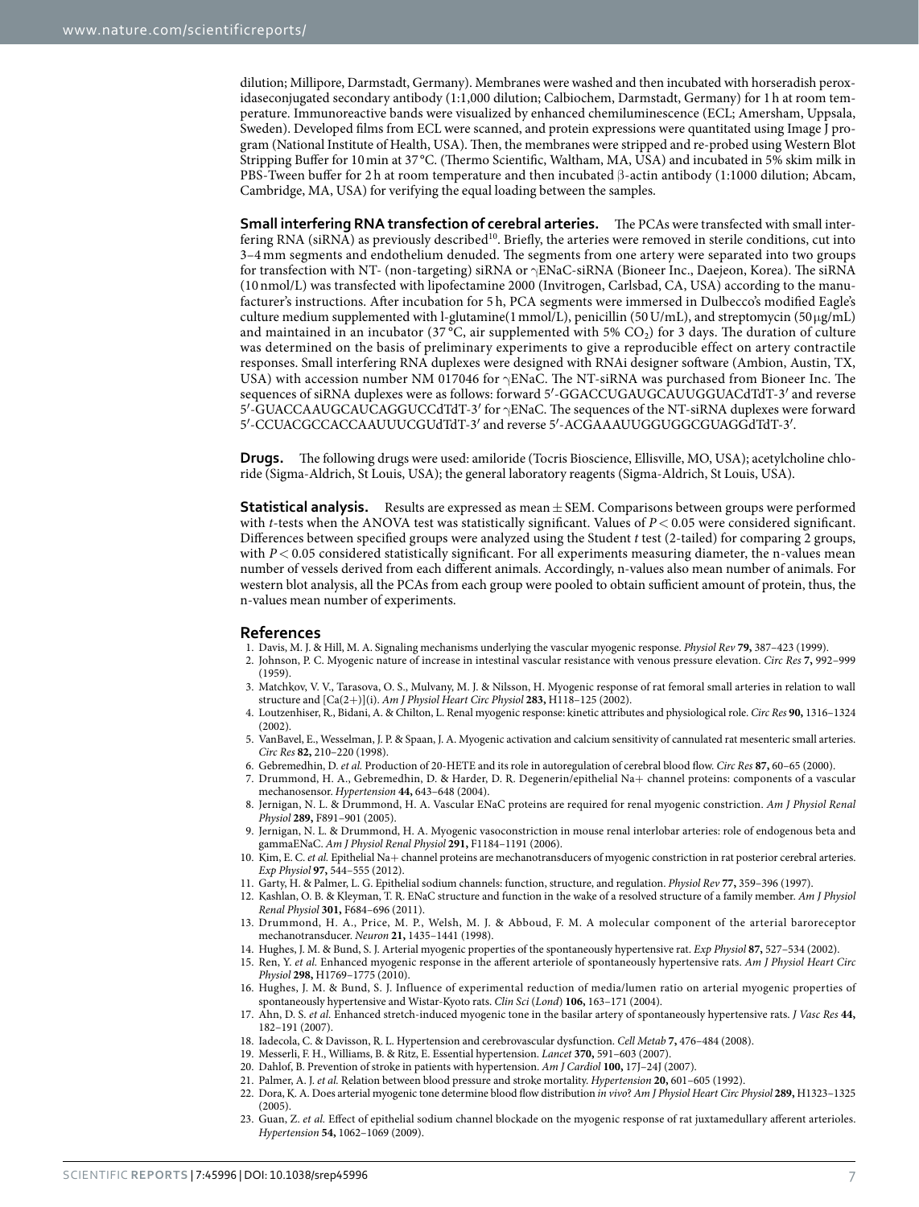dilution; Millipore, Darmstadt, Germany). Membranes were washed and then incubated with horseradish peroxidaseconjugated secondary antibody (1:1,000 dilution; Calbiochem, Darmstadt, Germany) for 1 h at room temperature. Immunoreactive bands were visualized by enhanced chemiluminescence (ECL; Amersham, Uppsala, Sweden). Developed films from ECL were scanned, and protein expressions were quantitated using Image J program (National Institute of Health, USA). Then, the membranes were stripped and re-probed using Western Blot Stripping Buffer for 10 min at 37 °C. (Thermo Scientific, Waltham, MA, USA) and incubated in 5% skim milk in PBS-Tween buffer for 2 h at room temperature and then incubated β-actin antibody (1:1000 dilution; Abcam, Cambridge, MA, USA) for verifying the equal loading between the samples.

**Small interfering RNA transfection of cerebral arteries.** The PCAs were transfected with small interfering RNA (siRNA) as previously described[10]. Briefly, the arteries were removed in sterile conditions, cut into 3–4 mm segments and endothelium denuded. The segments from one artery were separated into two groups for transfection with NT- (non-targeting) siRNA or γENaC-siRNA (Bioneer Inc., Daejeon, Korea). The siRNA (10 nmol/L) was transfected with lipofectamine 2000 (Invitrogen, Carlsbad, CA, USA) according to the manufacturer's instructions. After incubation for 5 h, PCA segments were immersed in Dulbecco's modified Eagle's culture medium supplemented with l-glutamine(1 mmol/L), penicillin (50 U/mL), and streptomycin (50 μg/mL) and maintained in an incubator (37 °C, air supplemented with 5% $CO_2$) for 3 days. The duration of culture was determined on the basis of preliminary experiments to give a reproducible effect on artery contractile responses. Small interfering RNA duplexes were designed with RNAi designer software (Ambion, Austin, TX, USA) with accession number NM 017046 for γENaC. The NT-siRNA was purchased from Bioneer Inc. The sequences of siRNA duplexes were as follows: forward 5′-GGACCUGAUGCAUUGGUACdTdT-3′ and reverse 5′-GUACCAAUGCAUCAGGUCCdTdT-3′ for γENaC. The sequences of the NT-siRNA duplexes were forward 5′-CCUACGCCACCAAUUUCGUdTdT-3′ and reverse 5′-ACGAAAUUGGUGGCGUAGGdTdT-3′.

**Drugs.** The following drugs were used: amiloride (Tocris Bioscience, Ellisville, MO, USA); acetylcholine chloride (Sigma-Aldrich, St Louis, USA); the general laboratory reagents (Sigma-Aldrich, St Louis, USA).

**Statistical analysis.** Results are expressed as mean ± SEM. Comparisons between groups were performed with *t*-tests when the ANOVA test was statistically significant. Values of $P < 0.05$ were considered significant. Differences between specified groups were analyzed using the Student *t* test (2-tailed) for comparing 2 groups, with $P < 0.05$ considered statistically significant. For all experiments measuring diameter, the n-values mean number of vessels derived from each different animals. Accordingly, n-values also mean number of animals. For western blot analysis, all the PCAs from each group were pooled to obtain sufficient amount of protein, thus, the n-values mean number of experiments.

## References

1. Davis, M. J. & Hill, M. A. Signaling mechanisms underlying the vascular myogenic response. *Physiol Rev* **79,** 387–423 (1999).
2. Johnson, P. C. Myogenic nature of increase in intestinal vascular resistance with venous pressure elevation. *Circ Res* **7,** 992–999 (1959).
3. Matchkov, V. V., Tarasova, O. S., Mulvany, M. J. & Nilsson, H. Myogenic response of rat femoral small arteries in relation to wall structure and [Ca(2+)](i). *Am J Physiol Heart Circ Physiol* **283,** H118–125 (2002).
4. Loutzenhiser, R., Bidani, A. & Chilton, L. Renal myogenic response: kinetic attributes and physiological role. *Circ Res* **90,** 1316–1324 (2002).
5. VanBavel, E., Wesselman, J. P. & Spaan, J. A. Myogenic activation and calcium sensitivity of cannulated rat mesenteric small arteries. *Circ Res* **82,** 210–220 (1998).
6. Gebremedhin, D. *et al.* Production of 20-HETE and its role in autoregulation of cerebral blood flow. *Circ Res* **87,** 60–65 (2000).
7. Drummond, H. A., Gebremedhin, D. & Harder, D. R. Degenerin/epithelial Na+ channel proteins: components of a vascular mechanosensor. *Hypertension* **44,** 643–648 (2004).
8. Jernigan, N. L. & Drummond, H. A. Vascular ENaC proteins are required for renal myogenic constriction. *Am J Physiol Renal Physiol* **289,** F891–901 (2005).
9. Jernigan, N. L. & Drummond, H. A. Myogenic vasoconstriction in mouse renal interlobar arteries: role of endogenous beta and gammaENaC. *Am J Physiol Renal Physiol* **291,** F1184–1191 (2006).
10. Kim, E. C. *et al.* Epithelial Na+ channel proteins are mechanotransducers of myogenic constriction in rat posterior cerebral arteries. *Exp Physiol* **97,** 544–555 (2012).
11. Garty, H. & Palmer, L. G. Epithelial sodium channels: function, structure, and regulation. *Physiol Rev* **77,** 359–396 (1997).
12. Kashlan, O. B. & Kleyman, T. R. ENaC structure and function in the wake of a resolved structure of a family member. *Am J Physiol Renal Physiol* **301,** F684–696 (2011).
13. Drummond, H. A., Price, M. P., Welsh, M. J. & Abboud, F. M. A molecular component of the arterial baroreceptor mechanotransducer. *Neuron* **21,** 1435–1441 (1998).
14. Hughes, J. M. & Bund, S. J. Arterial myogenic properties of the spontaneously hypertensive rat. *Exp Physiol* **87,** 527–534 (2002).
15. Ren, Y. *et al.* Enhanced myogenic response in the afferent arteriole of spontaneously hypertensive rats. *Am J Physiol Heart Circ Physiol* **298,** H1769–1775 (2010).
16. Hughes, J. M. & Bund, S. J. Influence of experimental reduction of media/lumen ratio on arterial myogenic properties of spontaneously hypertensive and Wistar-Kyoto rats. *Clin Sci* (*Lond*) **106,** 163–171 (2004).
17. Ahn, D. S. *et al.* Enhanced stretch-induced myogenic tone in the basilar artery of spontaneously hypertensive rats. *J Vasc Res* **44,** 182–191 (2007).
18. Iadecola, C. & Davisson, R. L. Hypertension and cerebrovascular dysfunction. *Cell Metab* **7,** 476–484 (2008).
19. Messerli, F. H., Williams, B. & Ritz, E. Essential hypertension. *Lancet* **370,** 591–603 (2007).
20. Dahlof, B. Prevention of stroke in patients with hypertension. *Am J Cardiol* **100,** 17J–24J (2007).
21. Palmer, A. J. *et al.* Relation between blood pressure and stroke mortality. *Hypertension* **20,** 601–605 (1992).
22. Dora, K. A. Does arterial myogenic tone determine blood flow distribution *in vivo*? *Am J Physiol Heart Circ Physiol* **289,** H1323–1325 (2005).
23. Guan, Z. *et al.* Effect of epithelial sodium channel blockade on the myogenic response of rat juxtamedullary afferent arterioles. *Hypertension* **54,** 1062–1069 (2009).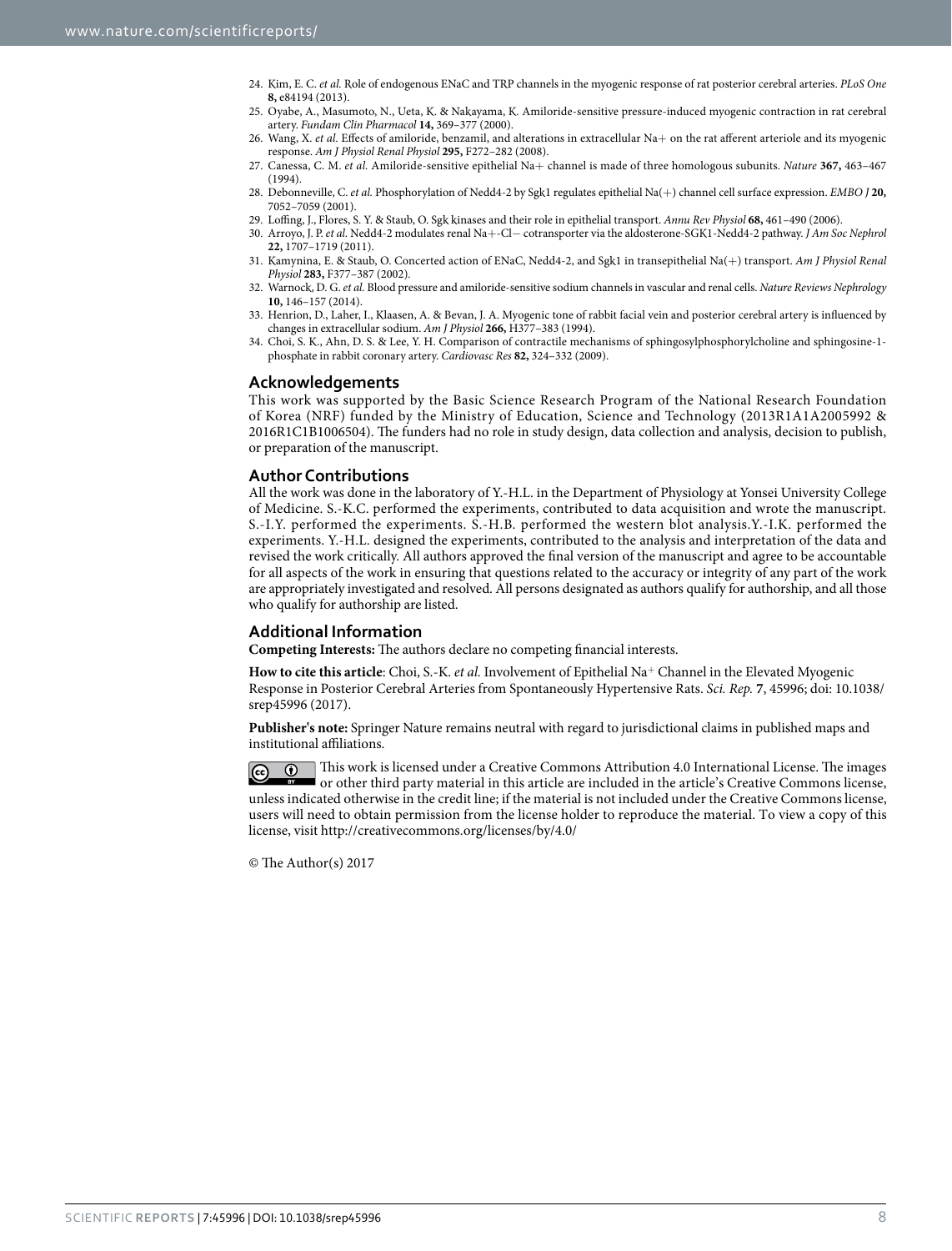24. Kim, E. C. *et al.* Role of endogenous ENaC and TRP channels in the myogenic response of rat posterior cerebral arteries. *PLoS One* **8,** e84194 (2013).
25. Oyabe, A., Masumoto, N., Ueta, K. & Nakayama, K. Amiloride-sensitive pressure-induced myogenic contraction in rat cerebral artery. *Fundam Clin Pharmacol* **14,** 369–377 (2000).
26. Wang, X. *et al.* Effects of amiloride, benzamil, and alterations in extracellular Na+ on the rat afferent arteriole and its myogenic response. *Am J Physiol Renal Physiol* **295,** F272–282 (2008).
27. Canessa, C. M. *et al.* Amiloride-sensitive epithelial Na+ channel is made of three homologous subunits. *Nature* **367,** 463–467 (1994).
28. Debonneville, C. *et al.* Phosphorylation of Nedd4-2 by Sgk1 regulates epithelial Na(+) channel cell surface expression. *EMBO J* **20,** 7052–7059 (2001).
29. Loffing, J., Flores, S. Y. & Staub, O. Sgk kinases and their role in epithelial transport. *Annu Rev Physiol* **68,** 461–490 (2006).
30. Arroyo, J. P. *et al.* Nedd4-2 modulates renal Na+-Cl− cotransporter via the aldosterone-SGK1-Nedd4-2 pathway. *J Am Soc Nephrol* **22,** 1707–1719 (2011).
31. Kamynina, E. & Staub, O. Concerted action of ENaC, Nedd4-2, and Sgk1 in transepithelial Na(+) transport. *Am J Physiol Renal Physiol* **283,** F377–387 (2002).
32. Warnock, D. G. *et al.* Blood pressure and amiloride-sensitive sodium channels in vascular and renal cells. *Nature Reviews Nephrology* **10,** 146–157 (2014).
33. Henrion, D., Laher, I., Klaasen, A. & Bevan, J. A. Myogenic tone of rabbit facial vein and posterior cerebral artery is influenced by changes in extracellular sodium. *Am J Physiol* **266,** H377–383 (1994).
34. Choi, S. K., Ahn, D. S. & Lee, Y. H. Comparison of contractile mechanisms of sphingosylphosphorylcholine and sphingosine-1-phosphate in rabbit coronary artery. *Cardiovasc Res* **82,** 324–332 (2009).

## Acknowledgements

This work was supported by the Basic Science Research Program of the National Research Foundation of Korea (NRF) funded by the Ministry of Education, Science and Technology (2013R1A1A2005992 & 2016R1C1B1006504). The funders had no role in study design, data collection and analysis, decision to publish, or preparation of the manuscript.

## Author Contributions

All the work was done in the laboratory of Y.-H.L. in the Department of Physiology at Yonsei University College of Medicine. S.-K.C. performed the experiments, contributed to data acquisition and wrote the manuscript. S.-I.Y. performed the experiments. S.-H.B. performed the western blot analysis.Y.-I.K. performed the experiments. Y.-H.L. designed the experiments, contributed to the analysis and interpretation of the data and revised the work critically. All authors approved the final version of the manuscript and agree to be accountable for all aspects of the work in ensuring that questions related to the accuracy or integrity of any part of the work are appropriately investigated and resolved. All persons designated as authors qualify for authorship, and all those who qualify for authorship are listed.

## Additional Information

**Competing Interests:** The authors declare no competing financial interests.

**How to cite this article**: Choi, S.-K. *et al.* Involvement of Epithelial $Na^+$ Channel in the Elevated Myogenic Response in Posterior Cerebral Arteries from Spontaneously Hypertensive Rats. *Sci. Rep.* **7**, 45996; doi: 10.1038/srep45996 (2017).

**Publisher's note:** Springer Nature remains neutral with regard to jurisdictional claims in published maps and institutional affiliations.

This work is licensed under a Creative Commons Attribution 4.0 International License. The images or other third party material in this article are included in the article's Creative Commons license, unless indicated otherwise in the credit line; if the material is not included under the Creative Commons license, users will need to obtain permission from the license holder to reproduce the material. To view a copy of this license, visit http://creativecommons.org/licenses/by/4.0/

© The Author(s) 2017